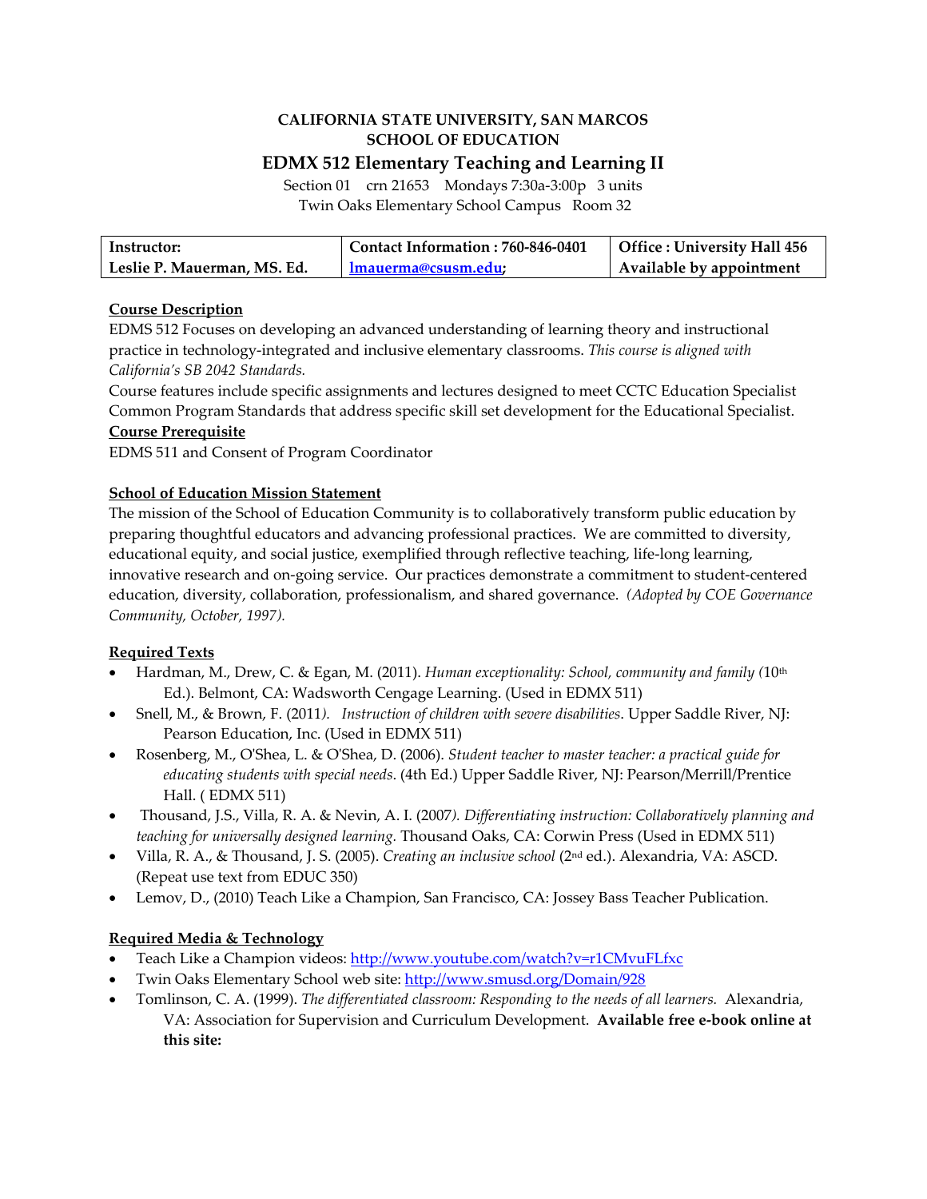**CALIFORNIA STATE UNIVERSITY, SAN MARCOS**
**SCHOOL OF EDUCATION**

# EDMX 512 Elementary Teaching and Learning II

Section 01 crn 21653 Mondays 7:30a-3:00p 3 units
Twin Oaks Elementary School Campus Room 32

| Instructor: | Contact Information : 760-846-0401 | Office : University Hall 456 |
|---|---|---|
| Leslie P. Mauerman, MS. Ed. | lmauerma@csusm.edu; | Available by appointment |

**Course Description**

EDMS 512 Focuses on developing an advanced understanding of learning theory and instructional practice in technology-integrated and inclusive elementary classrooms. *This course is aligned with California's SB 2042 Standards.*

Course features include specific assignments and lectures designed to meet CCTC Education Specialist Common Program Standards that address specific skill set development for the Educational Specialist.

**Course Prerequisite**

EDMS 511 and Consent of Program Coordinator

**School of Education Mission Statement**

The mission of the School of Education Community is to collaboratively transform public education by preparing thoughtful educators and advancing professional practices. We are committed to diversity, educational equity, and social justice, exemplified through reflective teaching, life-long learning, innovative research and on-going service. Our practices demonstrate a commitment to student-centered education, diversity, collaboration, professionalism, and shared governance. *(Adopted by COE Governance Community, October, 1997).*

**Required Texts**

- Hardman, M., Drew, C. & Egan, M. (2011). *Human exceptionality: School, community and family (*10th Ed.). Belmont, CA: Wadsworth Cengage Learning. (Used in EDMX 511)
- Snell, M., & Brown, F. (2011*). Instruction of children with severe disabilities*. Upper Saddle River, NJ: Pearson Education, Inc. (Used in EDMX 511)
- Rosenberg, M., O'Shea, L. & O'Shea, D. (2006). *Student teacher to master teacher: a practical guide for educating students with special needs*. (4th Ed.) Upper Saddle River, NJ: Pearson/Merrill/Prentice Hall. ( EDMX 511)
- Thousand, J.S., Villa, R. A. & Nevin, A. I. (2007*). Differentiating instruction: Collaboratively planning and teaching for universally designed learning.* Thousand Oaks, CA: Corwin Press (Used in EDMX 511)
- Villa, R. A., & Thousand, J. S. (2005). *Creating an inclusive school* (2nd ed.). Alexandria, VA: ASCD. (Repeat use text from EDUC 350)
- Lemov, D., (2010) Teach Like a Champion, San Francisco, CA: Jossey Bass Teacher Publication.

**Required Media & Technology**

- Teach Like a Champion videos: http://www.youtube.com/watch?v=r1CMvuFLfxc
- Twin Oaks Elementary School web site: http://www.smusd.org/Domain/928
- Tomlinson, C. A. (1999). *The differentiated classroom: Responding to the needs of all learners.* Alexandria, VA: Association for Supervision and Curriculum Development. **Available free e-book online at this site:**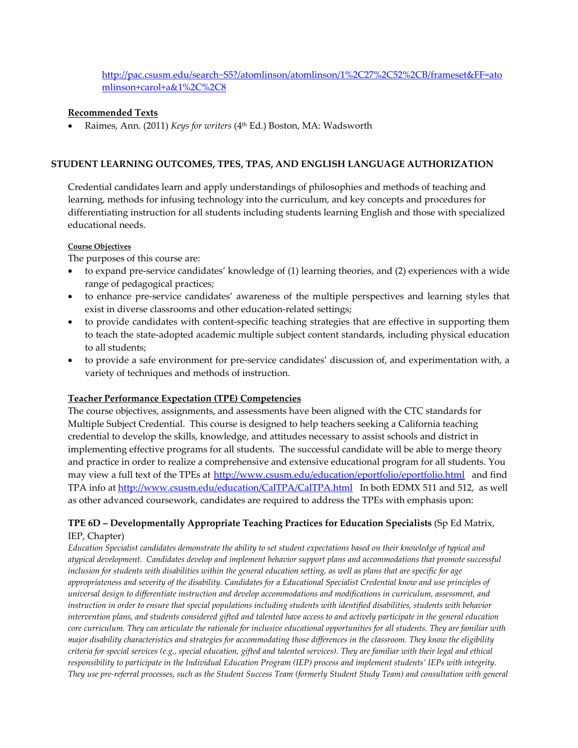[http://pac.csusm.edu/search~S5?/atomlinson/atomlinson/1%2C27%2C52%2CB/frameset&FF=atomlinson+carol+a&1%2C%2C8](http://pac.csusm.edu/search~S5?/atomlinson/atomlinson/1%2C27%2C52%2CB/frameset&FF=atomlinson+carol+a&1%2C%2C8)

**Recommended Texts**

- Raimes, Ann. (2011) *Keys for writers* (4th Ed.) Boston, MA: Wadsworth

## STUDENT LEARNING OUTCOMES, TPES, TPAS, AND ENGLISH LANGUAGE AUTHORIZATION

Credential candidates learn and apply understandings of philosophies and methods of teaching and learning, methods for infusing technology into the curriculum, and key concepts and procedures for differentiating instruction for all students including students learning English and those with specialized educational needs.

**Course Objectives**

The purposes of this course are:

- to expand pre-service candidates' knowledge of (1) learning theories, and (2) experiences with a wide range of pedagogical practices;
- to enhance pre-service candidates' awareness of the multiple perspectives and learning styles that exist in diverse classrooms and other education-related settings;
- to provide candidates with content-specific teaching strategies that are effective in supporting them to teach the state-adopted academic multiple subject content standards, including physical education to all students;
- to provide a safe environment for pre-service candidates' discussion of, and experimentation with, a variety of techniques and methods of instruction.

**Teacher Performance Expectation (TPE) Competencies**

The course objectives, assignments, and assessments have been aligned with the CTC standards for Multiple Subject Credential. This course is designed to help teachers seeking a California teaching credential to develop the skills, knowledge, and attitudes necessary to assist schools and district in implementing effective programs for all students. The successful candidate will be able to merge theory and practice in order to realize a comprehensive and extensive educational program for all students. You may view a full text of the TPEs at [http://www.csusm.edu/education/eportfolio/eportfolio.html](http://www.csusm.edu/education/eportfolio/eportfolio.html) and find TPA info at [http://www.csusm.edu/education/CalTPA/CalTPA.html](http://www.csusm.edu/education/CalTPA/CalTPA.html) In both EDMX 511 and 512, as well as other advanced coursework, candidates are required to address the TPEs with emphasis upon:

**TPE 6D – Developmentally Appropriate Teaching Practices for Education Specialists** (Sp Ed Matrix, IEP, Chapter)

*Education Specialist candidates demonstrate the ability to set student expectations based on their knowledge of typical and atypical development. Candidates develop and implement behavior support plans and accommodations that promote successful inclusion for students with disabilities within the general education setting, as well as plans that are specific for age appropriateness and severity of the disability. Candidates for a Educational Specialist Credential know and use principles of universal design to differentiate instruction and develop accommodations and modifications in curriculum, assessment, and instruction in order to ensure that special populations including students with identified disabilities, students with behavior intervention plans, and students considered gifted and talented have access to and actively participate in the general education core curriculum. They can articulate the rationale for inclusive educational opportunities for all students. They are familiar with major disability characteristics and strategies for accommodating those differences in the classroom. They know the eligibility criteria for special services (e.g., special education, gifted and talented services). They are familiar with their legal and ethical responsibility to participate in the Individual Education Program (IEP) process and implement students' IEPs with integrity. They use pre-referral processes, such as the Student Success Team (formerly Student Study Team) and consultation with general*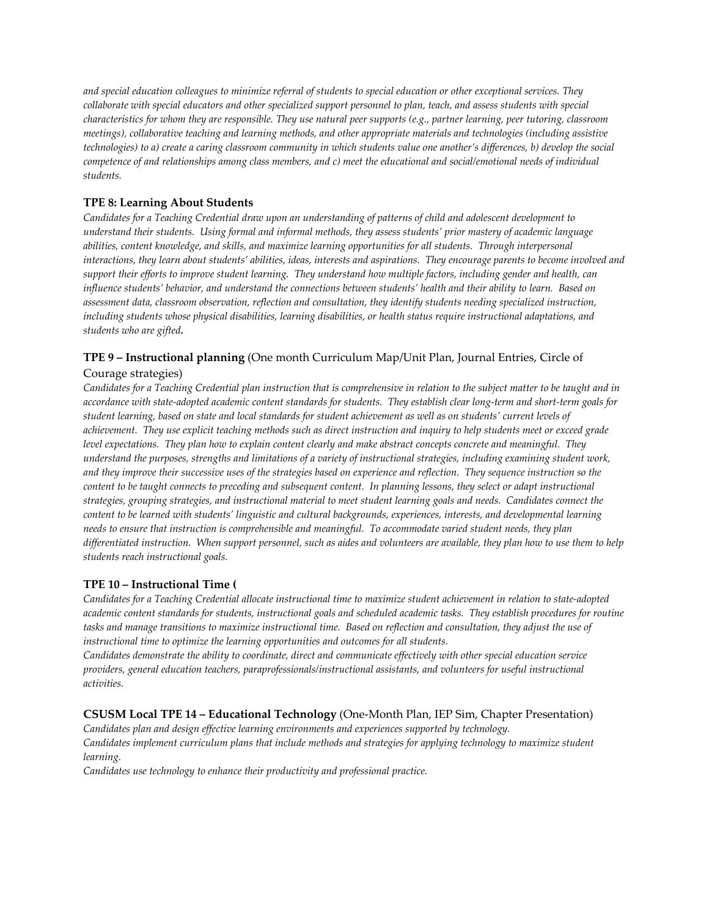*and special education colleagues to minimize referral of students to special education or other exceptional services. They collaborate with special educators and other specialized support personnel to plan, teach, and assess students with special characteristics for whom they are responsible. They use natural peer supports (e.g., partner learning, peer tutoring, classroom meetings), collaborative teaching and learning methods, and other appropriate materials and technologies (including assistive technologies) to a) create a caring classroom community in which students value one another's differences, b) develop the social competence of and relationships among class members, and c) meet the educational and social/emotional needs of individual students.*

**TPE 8: Learning About Students**

*Candidates for a Teaching Credential draw upon an understanding of patterns of child and adolescent development to understand their students. Using formal and informal methods, they assess students' prior mastery of academic language abilities, content knowledge, and skills, and maximize learning opportunities for all students. Through interpersonal interactions, they learn about students' abilities, ideas, interests and aspirations. They encourage parents to become involved and support their efforts to improve student learning. They understand how multiple factors, including gender and health, can influence students' behavior, and understand the connections between students' health and their ability to learn. Based on assessment data, classroom observation, reflection and consultation, they identify students needing specialized instruction, including students whose physical disabilities, learning disabilities, or health status require instructional adaptations, and students who are gifted.*

**TPE 9 – Instructional planning** (One month Curriculum Map/Unit Plan, Journal Entries, Circle of Courage strategies)

*Candidates for a Teaching Credential plan instruction that is comprehensive in relation to the subject matter to be taught and in accordance with state-adopted academic content standards for students. They establish clear long-term and short-term goals for student learning, based on state and local standards for student achievement as well as on students' current levels of achievement. They use explicit teaching methods such as direct instruction and inquiry to help students meet or exceed grade level expectations. They plan how to explain content clearly and make abstract concepts concrete and meaningful. They understand the purposes, strengths and limitations of a variety of instructional strategies, including examining student work, and they improve their successive uses of the strategies based on experience and reflection. They sequence instruction so the content to be taught connects to preceding and subsequent content. In planning lessons, they select or adapt instructional strategies, grouping strategies, and instructional material to meet student learning goals and needs. Candidates connect the content to be learned with students' linguistic and cultural backgrounds, experiences, interests, and developmental learning needs to ensure that instruction is comprehensible and meaningful. To accommodate varied student needs, they plan differentiated instruction. When support personnel, such as aides and volunteers are available, they plan how to use them to help students reach instructional goals.*

**TPE 10 – Instructional Time (**

*Candidates for a Teaching Credential allocate instructional time to maximize student achievement in relation to state-adopted academic content standards for students, instructional goals and scheduled academic tasks. They establish procedures for routine tasks and manage transitions to maximize instructional time. Based on reflection and consultation, they adjust the use of instructional time to optimize the learning opportunities and outcomes for all students.*
*Candidates demonstrate the ability to coordinate, direct and communicate effectively with other special education service providers, general education teachers, paraprofessionals/instructional assistants, and volunteers for useful instructional activities.*

**CSUSM Local TPE 14 – Educational Technology** (One-Month Plan, IEP Sim, Chapter Presentation)

*Candidates plan and design effective learning environments and experiences supported by technology.*
*Candidates implement curriculum plans that include methods and strategies for applying technology to maximize student learning.*
*Candidates use technology to enhance their productivity and professional practice.*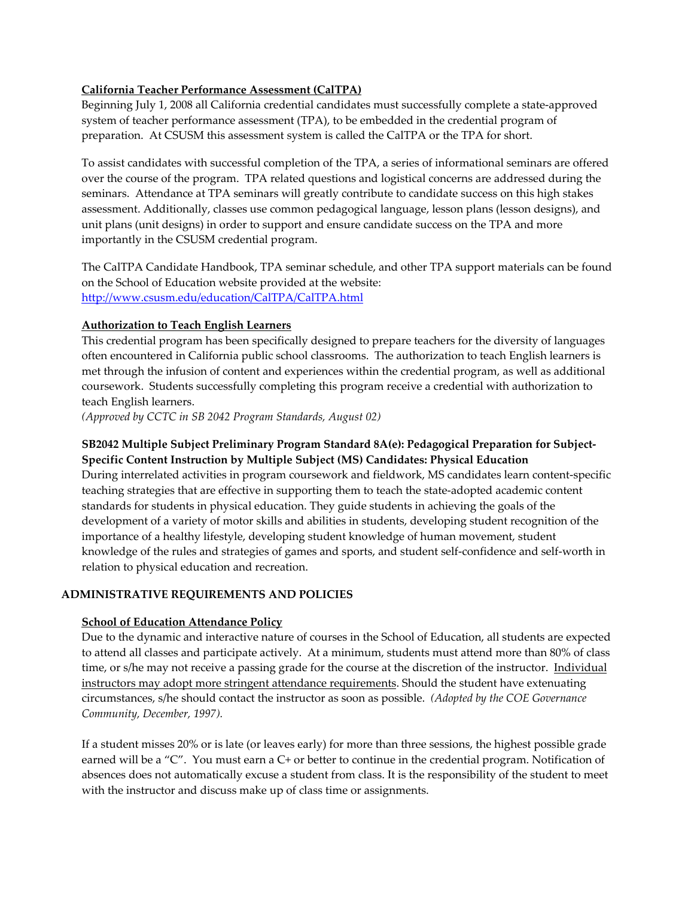### California Teacher Performance Assessment (CalTPA)

Beginning July 1, 2008 all California credential candidates must successfully complete a state-approved system of teacher performance assessment (TPA), to be embedded in the credential program of preparation. At CSUSM this assessment system is called the CalTPA or the TPA for short.

To assist candidates with successful completion of the TPA, a series of informational seminars are offered over the course of the program. TPA related questions and logistical concerns are addressed during the seminars. Attendance at TPA seminars will greatly contribute to candidate success on this high stakes assessment. Additionally, classes use common pedagogical language, lesson plans (lesson designs), and unit plans (unit designs) in order to support and ensure candidate success on the TPA and more importantly in the CSUSM credential program.

The CalTPA Candidate Handbook, TPA seminar schedule, and other TPA support materials can be found on the School of Education website provided at the website: http://www.csusm.edu/education/CalTPA/CalTPA.html

### Authorization to Teach English Learners

This credential program has been specifically designed to prepare teachers for the diversity of languages often encountered in California public school classrooms. The authorization to teach English learners is met through the infusion of content and experiences within the credential program, as well as additional coursework. Students successfully completing this program receive a credential with authorization to teach English learners.
*(Approved by CCTC in SB 2042 Program Standards, August 02)*

**SB2042 Multiple Subject Preliminary Program Standard 8A(e): Pedagogical Preparation for Subject-Specific Content Instruction by Multiple Subject (MS) Candidates: Physical Education**

During interrelated activities in program coursework and fieldwork, MS candidates learn content-specific teaching strategies that are effective in supporting them to teach the state-adopted academic content standards for students in physical education. They guide students in achieving the goals of the development of a variety of motor skills and abilities in students, developing student recognition of the importance of a healthy lifestyle, developing student knowledge of human movement, student knowledge of the rules and strategies of games and sports, and student self-confidence and self-worth in relation to physical education and recreation.

## ADMINISTRATIVE REQUIREMENTS AND POLICIES

### School of Education Attendance Policy

Due to the dynamic and interactive nature of courses in the School of Education, all students are expected to attend all classes and participate actively. At a minimum, students must attend more than 80% of class time, or s/he may not receive a passing grade for the course at the discretion of the instructor. Individual instructors may adopt more stringent attendance requirements. Should the student have extenuating circumstances, s/he should contact the instructor as soon as possible. *(Adopted by the COE Governance Community, December, 1997).*

If a student misses 20% or is late (or leaves early) for more than three sessions, the highest possible grade earned will be a "C". You must earn a C+ or better to continue in the credential program. Notification of absences does not automatically excuse a student from class. It is the responsibility of the student to meet with the instructor and discuss make up of class time or assignments.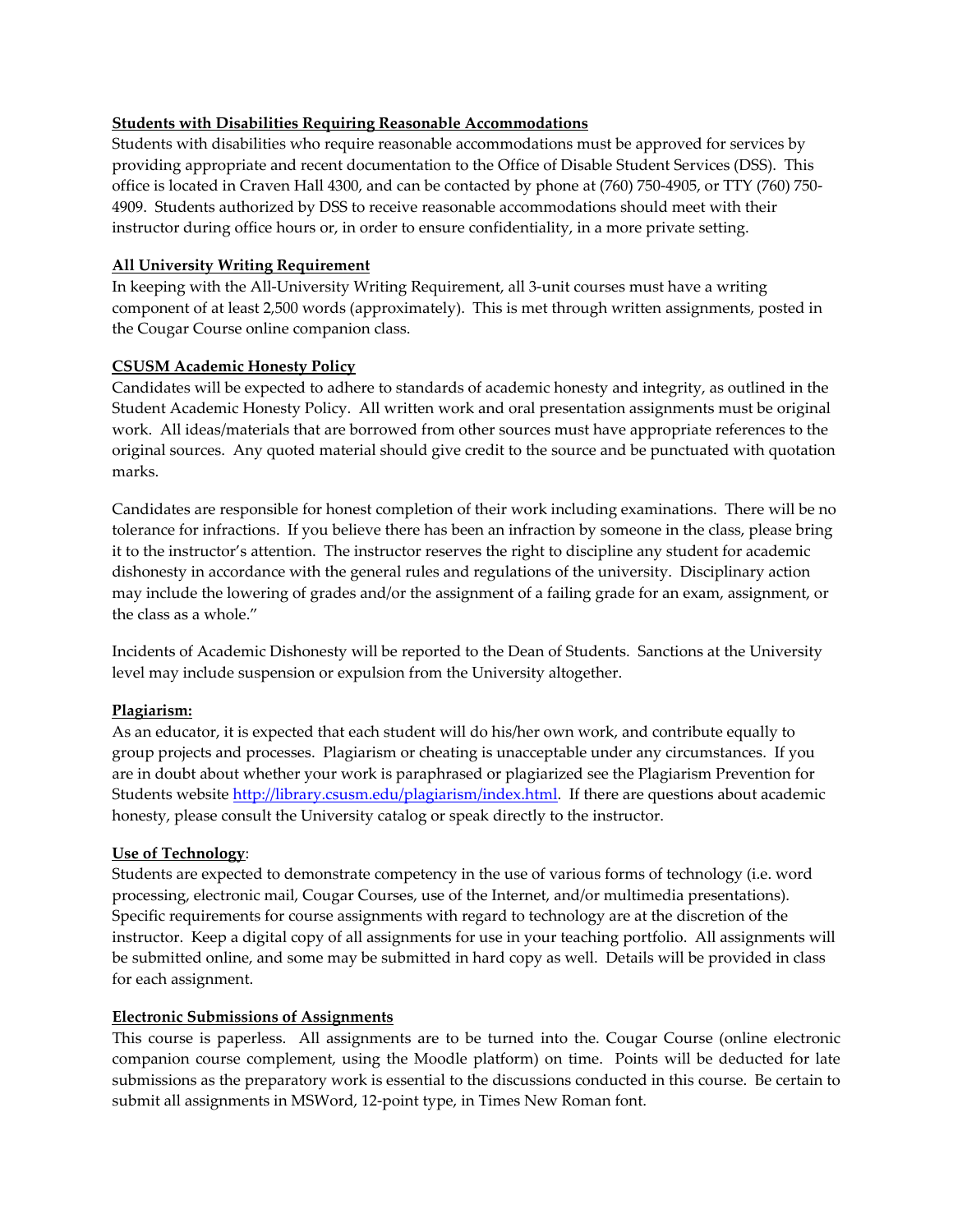**Students with Disabilities Requiring Reasonable Accommodations**

Students with disabilities who require reasonable accommodations must be approved for services by providing appropriate and recent documentation to the Office of Disable Student Services (DSS). This office is located in Craven Hall 4300, and can be contacted by phone at (760) 750-4905, or TTY (760) 750-4909. Students authorized by DSS to receive reasonable accommodations should meet with their instructor during office hours or, in order to ensure confidentiality, in a more private setting.

**All University Writing Requirement**

In keeping with the All-University Writing Requirement, all 3-unit courses must have a writing component of at least 2,500 words (approximately). This is met through written assignments, posted in the Cougar Course online companion class.

**CSUSM Academic Honesty Policy**

Candidates will be expected to adhere to standards of academic honesty and integrity, as outlined in the Student Academic Honesty Policy. All written work and oral presentation assignments must be original work. All ideas/materials that are borrowed from other sources must have appropriate references to the original sources. Any quoted material should give credit to the source and be punctuated with quotation marks.

Candidates are responsible for honest completion of their work including examinations. There will be no tolerance for infractions. If you believe there has been an infraction by someone in the class, please bring it to the instructor's attention. The instructor reserves the right to discipline any student for academic dishonesty in accordance with the general rules and regulations of the university. Disciplinary action may include the lowering of grades and/or the assignment of a failing grade for an exam, assignment, or the class as a whole."

Incidents of Academic Dishonesty will be reported to the Dean of Students. Sanctions at the University level may include suspension or expulsion from the University altogether.

**Plagiarism:**

As an educator, it is expected that each student will do his/her own work, and contribute equally to group projects and processes. Plagiarism or cheating is unacceptable under any circumstances. If you are in doubt about whether your work is paraphrased or plagiarized see the Plagiarism Prevention for Students website http://library.csusm.edu/plagiarism/index.html. If there are questions about academic honesty, please consult the University catalog or speak directly to the instructor.

**Use of Technology**:

Students are expected to demonstrate competency in the use of various forms of technology (i.e. word processing, electronic mail, Cougar Courses, use of the Internet, and/or multimedia presentations). Specific requirements for course assignments with regard to technology are at the discretion of the instructor. Keep a digital copy of all assignments for use in your teaching portfolio. All assignments will be submitted online, and some may be submitted in hard copy as well. Details will be provided in class for each assignment.

**Electronic Submissions of Assignments**

This course is paperless. All assignments are to be turned into the. Cougar Course (online electronic companion course complement, using the Moodle platform) on time. Points will be deducted for late submissions as the preparatory work is essential to the discussions conducted in this course. Be certain to submit all assignments in MSWord, 12-point type, in Times New Roman font.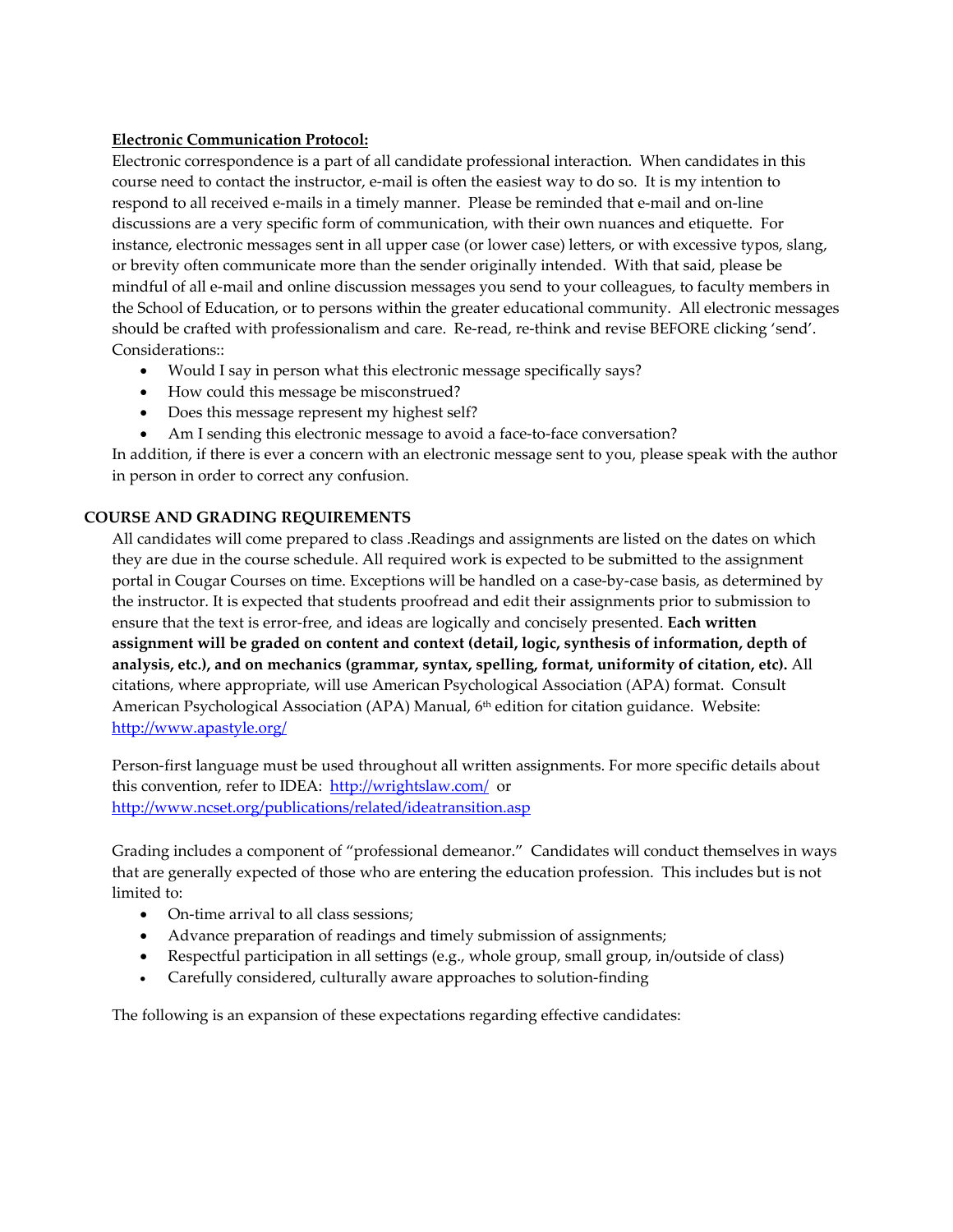**Electronic Communication Protocol:**

Electronic correspondence is a part of all candidate professional interaction. When candidates in this course need to contact the instructor, e-mail is often the easiest way to do so. It is my intention to respond to all received e-mails in a timely manner. Please be reminded that e-mail and on-line discussions are a very specific form of communication, with their own nuances and etiquette. For instance, electronic messages sent in all upper case (or lower case) letters, or with excessive typos, slang, or brevity often communicate more than the sender originally intended. With that said, please be mindful of all e-mail and online discussion messages you send to your colleagues, to faculty members in the School of Education, or to persons within the greater educational community. All electronic messages should be crafted with professionalism and care. Re-read, re-think and revise BEFORE clicking 'send'. Considerations::

- Would I say in person what this electronic message specifically says?
- How could this message be misconstrued?
- Does this message represent my highest self?
- Am I sending this electronic message to avoid a face-to-face conversation?

In addition, if there is ever a concern with an electronic message sent to you, please speak with the author in person in order to correct any confusion.

## COURSE AND GRADING REQUIREMENTS

All candidates will come prepared to class .Readings and assignments are listed on the dates on which they are due in the course schedule. All required work is expected to be submitted to the assignment portal in Cougar Courses on time. Exceptions will be handled on a case-by-case basis, as determined by the instructor. It is expected that students proofread and edit their assignments prior to submission to ensure that the text is error-free, and ideas are logically and concisely presented. **Each written assignment will be graded on content and context (detail, logic, synthesis of information, depth of analysis, etc.), and on mechanics (grammar, syntax, spelling, format, uniformity of citation, etc).** All citations, where appropriate, will use American Psychological Association (APA) format. Consult American Psychological Association (APA) Manual, 6th edition for citation guidance. Website: http://www.apastyle.org/

Person-first language must be used throughout all written assignments. For more specific details about this convention, refer to IDEA: http://wrightslaw.com/ or http://www.ncset.org/publications/related/ideatransition.asp

Grading includes a component of "professional demeanor." Candidates will conduct themselves in ways that are generally expected of those who are entering the education profession. This includes but is not limited to:

- On-time arrival to all class sessions;
- Advance preparation of readings and timely submission of assignments;
- Respectful participation in all settings (e.g., whole group, small group, in/outside of class)
- Carefully considered, culturally aware approaches to solution-finding

The following is an expansion of these expectations regarding effective candidates: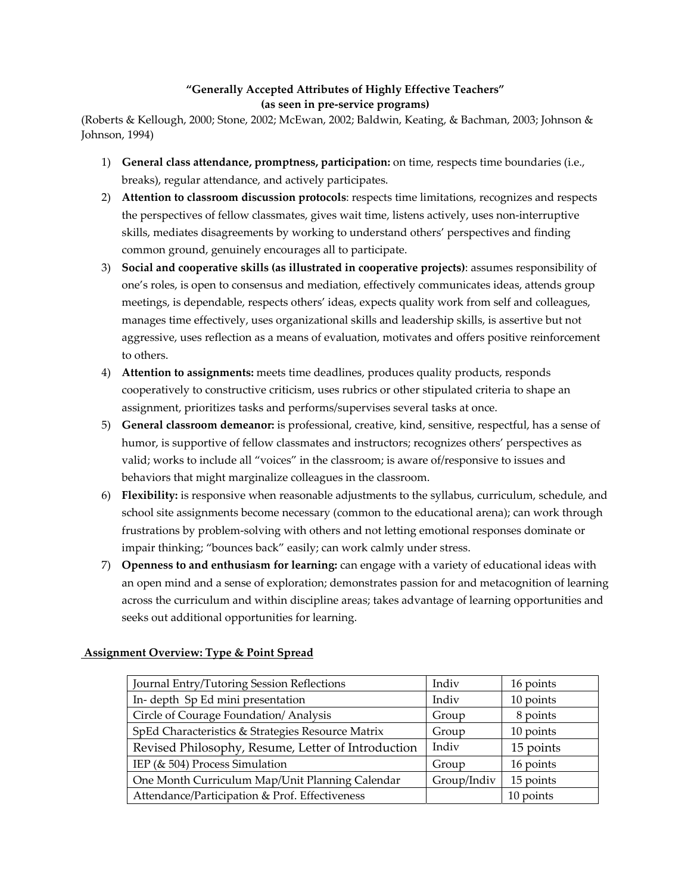**"Generally Accepted Attributes of Highly Effective Teachers"**
**(as seen in pre-service programs)**

(Roberts & Kellough, 2000; Stone, 2002; McEwan, 2002; Baldwin, Keating, & Bachman, 2003; Johnson & Johnson, 1994)

1) **General class attendance, promptness, participation:** on time, respects time boundaries (i.e., breaks), regular attendance, and actively participates.
2) **Attention to classroom discussion protocols**: respects time limitations, recognizes and respects the perspectives of fellow classmates, gives wait time, listens actively, uses non-interruptive skills, mediates disagreements by working to understand others' perspectives and finding common ground, genuinely encourages all to participate.
3) **Social and cooperative skills (as illustrated in cooperative projects)**: assumes responsibility of one's roles, is open to consensus and mediation, effectively communicates ideas, attends group meetings, is dependable, respects others' ideas, expects quality work from self and colleagues, manages time effectively, uses organizational skills and leadership skills, is assertive but not aggressive, uses reflection as a means of evaluation, motivates and offers positive reinforcement to others.
4) **Attention to assignments:** meets time deadlines, produces quality products, responds cooperatively to constructive criticism, uses rubrics or other stipulated criteria to shape an assignment, prioritizes tasks and performs/supervises several tasks at once.
5) **General classroom demeanor:** is professional, creative, kind, sensitive, respectful, has a sense of humor, is supportive of fellow classmates and instructors; recognizes others' perspectives as valid; works to include all "voices" in the classroom; is aware of/responsive to issues and behaviors that might marginalize colleagues in the classroom.
6) **Flexibility:** is responsive when reasonable adjustments to the syllabus, curriculum, schedule, and school site assignments become necessary (common to the educational arena); can work through frustrations by problem-solving with others and not letting emotional responses dominate or impair thinking; "bounces back" easily; can work calmly under stress.
7) **Openness to and enthusiasm for learning:** can engage with a variety of educational ideas with an open mind and a sense of exploration; demonstrates passion for and metacognition of learning across the curriculum and within discipline areas; takes advantage of learning opportunities and seeks out additional opportunities for learning.

**Assignment Overview: Type & Point Spread**

| Assignment | Type | Points |
|---|---|---|
| Journal Entry/Tutoring Session Reflections | Indiv | 16 points |
| In- depth Sp Ed mini presentation | Indiv | 10 points |
| Circle of Courage Foundation/ Analysis | Group | 8 points |
| SpEd Characteristics & Strategies Resource Matrix | Group | 10 points |
| Revised Philosophy, Resume, Letter of Introduction | Indiv | 15 points |
| IEP (& 504) Process Simulation | Group | 16 points |
| One Month Curriculum Map/Unit Planning Calendar | Group/Indiv | 15 points |
| Attendance/Participation & Prof. Effectiveness | | 10 points |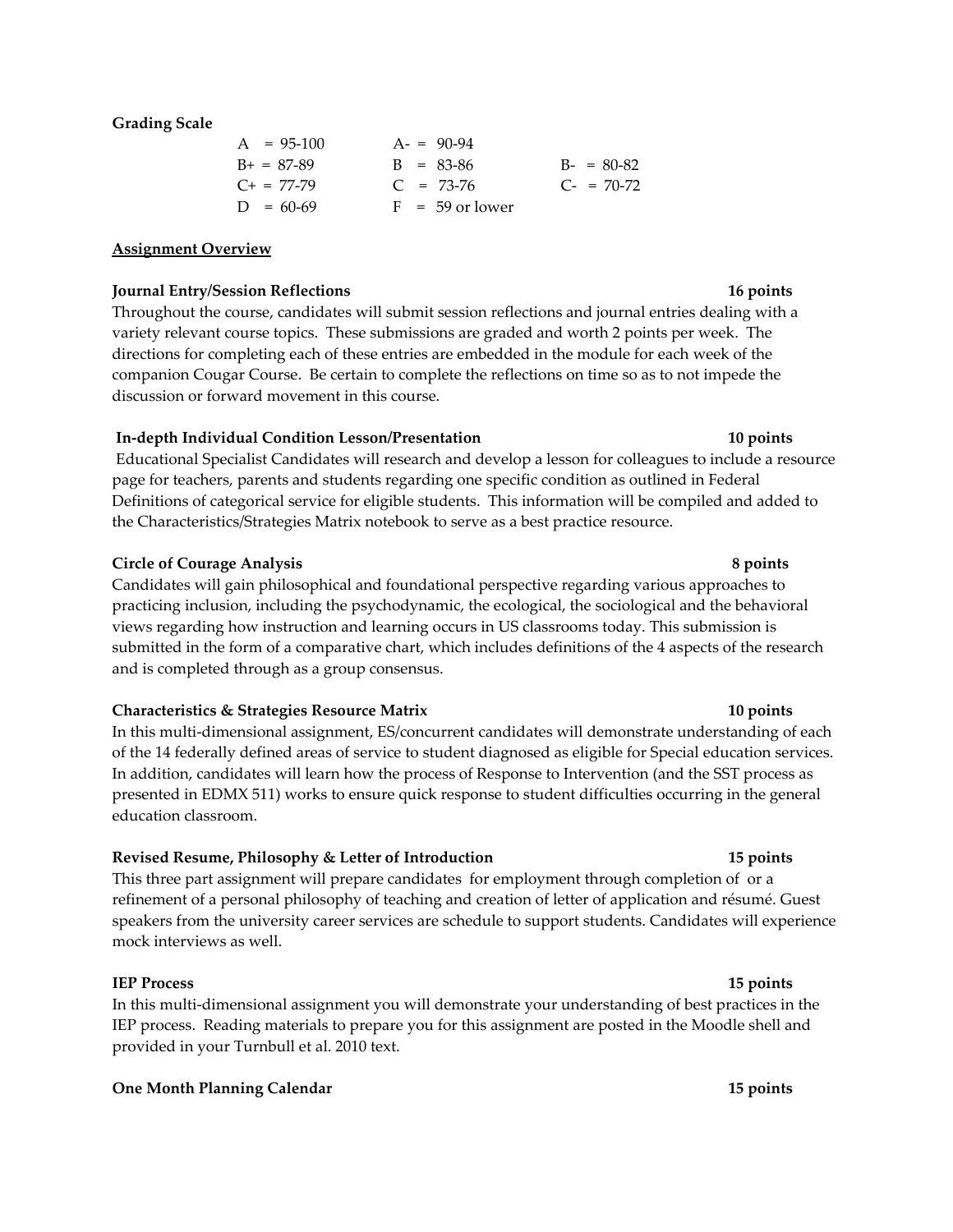**Grading Scale**

| | | |
|---|---|---|
| A = 95-100 | A- = 90-94 | |
| B+ = 87-89 | B = 83-86 | B- = 80-82 |
| C+ = 77-79 | C = 73-76 | C- = 70-72 |
| D = 60-69 | F = 59 or lower | |

**<u>Assignment Overview</u>**

**Journal Entry/Session Reflections** **16 points**

Throughout the course, candidates will submit session reflections and journal entries dealing with a variety relevant course topics. These submissions are graded and worth 2 points per week. The directions for completing each of these entries are embedded in the module for each week of the companion Cougar Course. Be certain to complete the reflections on time so as to not impede the discussion or forward movement in this course.

**In-depth Individual Condition Lesson/Presentation** **10 points**

Educational Specialist Candidates will research and develop a lesson for colleagues to include a resource page for teachers, parents and students regarding one specific condition as outlined in Federal Definitions of categorical service for eligible students. This information will be compiled and added to the Characteristics/Strategies Matrix notebook to serve as a best practice resource.

**Circle of Courage Analysis** **8 points**

Candidates will gain philosophical and foundational perspective regarding various approaches to practicing inclusion, including the psychodynamic, the ecological, the sociological and the behavioral views regarding how instruction and learning occurs in US classrooms today. This submission is submitted in the form of a comparative chart, which includes definitions of the 4 aspects of the research and is completed through as a group consensus.

**Characteristics & Strategies Resource Matrix** **10 points**

In this multi-dimensional assignment, ES/concurrent candidates will demonstrate understanding of each of the 14 federally defined areas of service to student diagnosed as eligible for Special education services. In addition, candidates will learn how the process of Response to Intervention (and the SST process as presented in EDMX 511) works to ensure quick response to student difficulties occurring in the general education classroom.

**Revised Resume, Philosophy & Letter of Introduction** **15 points**

This three part assignment will prepare candidates for employment through completion of or a refinement of a personal philosophy of teaching and creation of letter of application and résumé. Guest speakers from the university career services are schedule to support students. Candidates will experience mock interviews as well.

**IEP Process** **15 points**

In this multi-dimensional assignment you will demonstrate your understanding of best practices in the IEP process. Reading materials to prepare you for this assignment are posted in the Moodle shell and provided in your Turnbull et al. 2010 text.

**One Month Planning Calendar** **15 points**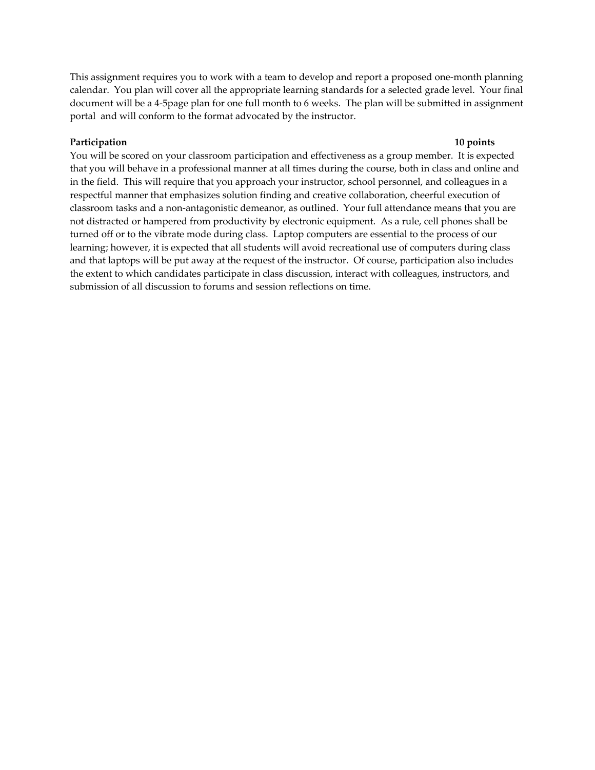This assignment requires you to work with a team to develop and report a proposed one-month planning calendar. You plan will cover all the appropriate learning standards for a selected grade level. Your final document will be a 4-5page plan for one full month to 6 weeks. The plan will be submitted in assignment portal and will conform to the format advocated by the instructor.

**Participation** **10 points**

You will be scored on your classroom participation and effectiveness as a group member. It is expected that you will behave in a professional manner at all times during the course, both in class and online and in the field. This will require that you approach your instructor, school personnel, and colleagues in a respectful manner that emphasizes solution finding and creative collaboration, cheerful execution of classroom tasks and a non-antagonistic demeanor, as outlined. Your full attendance means that you are not distracted or hampered from productivity by electronic equipment. As a rule, cell phones shall be turned off or to the vibrate mode during class. Laptop computers are essential to the process of our learning; however, it is expected that all students will avoid recreational use of computers during class and that laptops will be put away at the request of the instructor. Of course, participation also includes the extent to which candidates participate in class discussion, interact with colleagues, instructors, and submission of all discussion to forums and session reflections on time.